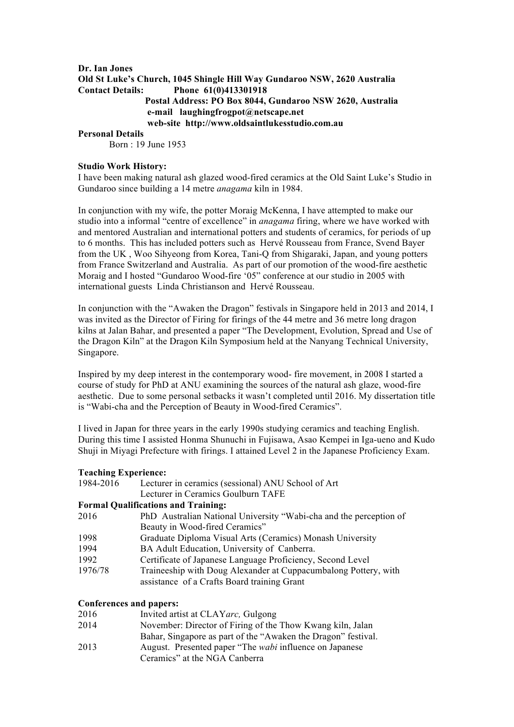**Dr. Ian Jones**
**Old St Luke's Church, 1045 Shingle Hill Way Gundaroo NSW, 2620 Australia**
**Contact Details: Phone 61(0)413301918**
**Postal Address: PO Box 8044, Gundaroo NSW 2620, Australia**
**e-mail laughingfrogpot@netscape.net**
**web-site http://www.oldsaintlukesstudio.com.au**

**Personal Details**

Born : 19 June 1953

**Studio Work History:**

I have been making natural ash glazed wood-fired ceramics at the Old Saint Luke's Studio in Gundaroo since building a 14 metre *anagama* kiln in 1984.

In conjunction with my wife, the potter Moraig McKenna, I have attempted to make our studio into a informal "centre of excellence" in *anagama* firing, where we have worked with and mentored Australian and international potters and students of ceramics, for periods of up to 6 months. This has included potters such as Hervé Rousseau from France, Svend Bayer from the UK , Woo Sihyeong from Korea, Tani-Q from Shigaraki, Japan, and young potters from France Switzerland and Australia. As part of our promotion of the wood-fire aesthetic Moraig and I hosted "Gundaroo Wood-fire '05" conference at our studio in 2005 with international guests Linda Christianson and Hervé Rousseau.

In conjunction with the "Awaken the Dragon" festivals in Singapore held in 2013 and 2014, I was invited as the Director of Firing for firings of the 44 metre and 36 metre long dragon kilns at Jalan Bahar, and presented a paper "The Development, Evolution, Spread and Use of the Dragon Kiln" at the Dragon Kiln Symposium held at the Nanyang Technical University, Singapore.

Inspired by my deep interest in the contemporary wood- fire movement, in 2008 I started a course of study for PhD at ANU examining the sources of the natural ash glaze, wood-fire aesthetic. Due to some personal setbacks it wasn't completed until 2016. My dissertation title is "Wabi-cha and the Perception of Beauty in Wood-fired Ceramics".

I lived in Japan for three years in the early 1990s studying ceramics and teaching English. During this time I assisted Honma Shunuchi in Fujisawa, Asao Kempei in Iga-ueno and Kudo Shuji in Miyagi Prefecture with firings. I attained Level 2 in the Japanese Proficiency Exam.

**Teaching Experience:**

| | |
|---|---|
| 1984-2016 | Lecturer in ceramics (sessional) ANU School of Art |
| | Lecturer in Ceramics Goulburn TAFE |

**Formal Qualifications and Training:**

| | |
|---|---|
| 2016 | PhD Australian National University "Wabi-cha and the perception of Beauty in Wood-fired Ceramics" |
| 1998 | Graduate Diploma Visual Arts (Ceramics) Monash University |
| 1994 | BA Adult Education, University of Canberra. |
| 1992 | Certificate of Japanese Language Proficiency, Second Level |
| 1976/78 | Traineeship with Doug Alexander at Cuppacumbalong Pottery, with assistance of a Crafts Board training Grant |

**Conferences and papers:**

| | |
|---|---|
| 2016 | Invited artist at CLAY*arc,* Gulgong |
| 2014 | November: Director of Firing of the Thow Kwang kiln, Jalan Bahar, Singapore as part of the "Awaken the Dragon" festival. |
| 2013 | August. Presented paper "The *wabi* influence on Japanese Ceramics" at the NGA Canberra |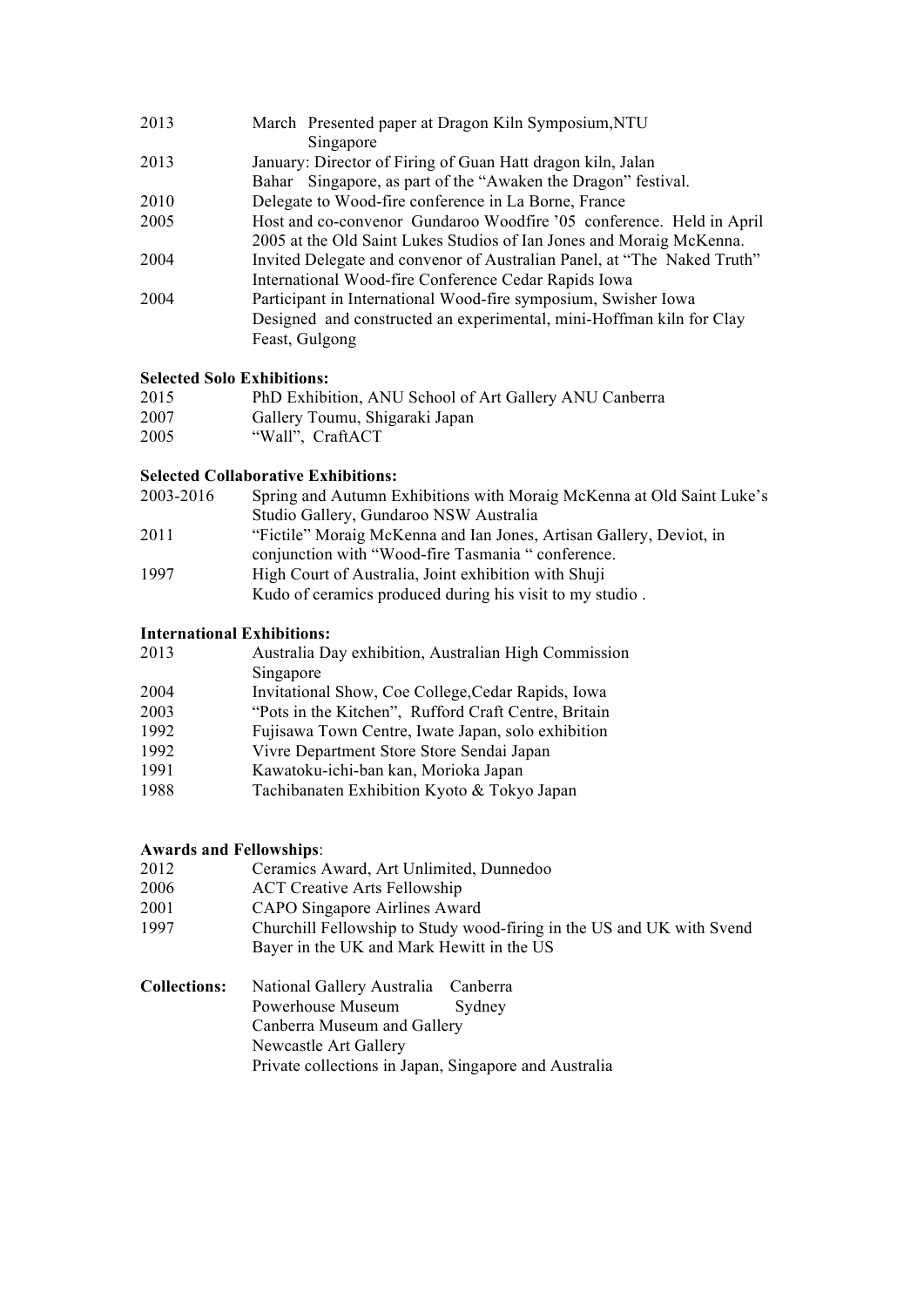| | |
|---|---|
| 2013 | March Presented paper at Dragon Kiln Symposium,NTU Singapore |
| 2013 | January: Director of Firing of Guan Hatt dragon kiln, Jalan Bahar Singapore, as part of the "Awaken the Dragon" festival. |
| 2010 | Delegate to Wood-fire conference in La Borne, France |
| 2005 | Host and co-convenor Gundaroo Woodfire '05 conference. Held in April 2005 at the Old Saint Lukes Studios of Ian Jones and Moraig McKenna. |
| 2004 | Invited Delegate and convenor of Australian Panel, at "The Naked Truth" International Wood-fire Conference Cedar Rapids Iowa |
| 2004 | Participant in International Wood-fire symposium, Swisher Iowa<br>Designed and constructed an experimental, mini-Hoffman kiln for Clay Feast, Gulgong |

**Selected Solo Exhibitions:**

| | |
|---|---|
| 2015 | PhD Exhibition, ANU School of Art Gallery ANU Canberra |
| 2007 | Gallery Toumu, Shigaraki Japan |
| 2005 | "Wall", CraftACT |

**Selected Collaborative Exhibitions:**

| | |
|---|---|
| 2003-2016 | Spring and Autumn Exhibitions with Moraig McKenna at Old Saint Luke's Studio Gallery, Gundaroo NSW Australia |
| 2011 | "Fictile" Moraig McKenna and Ian Jones, Artisan Gallery, Deviot, in conjunction with "Wood-fire Tasmania " conference. |
| 1997 | High Court of Australia, Joint exhibition with Shuji Kudo of ceramics produced during his visit to my studio . |

**International Exhibitions:**

| | |
|---|---|
| 2013 | Australia Day exhibition, Australian High Commission Singapore |
| 2004 | Invitational Show, Coe College,Cedar Rapids, Iowa |
| 2003 | "Pots in the Kitchen", Rufford Craft Centre, Britain |
| 1992 | Fujisawa Town Centre, Iwate Japan, solo exhibition |
| 1992 | Vivre Department Store Store Sendai Japan |
| 1991 | Kawatoku-ichi-ban kan, Morioka Japan |
| 1988 | Tachibanaten Exhibition Kyoto & Tokyo Japan |

**Awards and Fellowships**:

| | |
|---|---|
| 2012 | Ceramics Award, Art Unlimited, Dunnedoo |
| 2006 | ACT Creative Arts Fellowship |
| 2001 | CAPO Singapore Airlines Award |
| 1997 | Churchill Fellowship to Study wood-firing in the US and UK with Svend Bayer in the UK and Mark Hewitt in the US |

**Collections:**

National Gallery Australia Canberra
Powerhouse Museum Sydney
Canberra Museum and Gallery
Newcastle Art Gallery
Private collections in Japan, Singapore and Australia